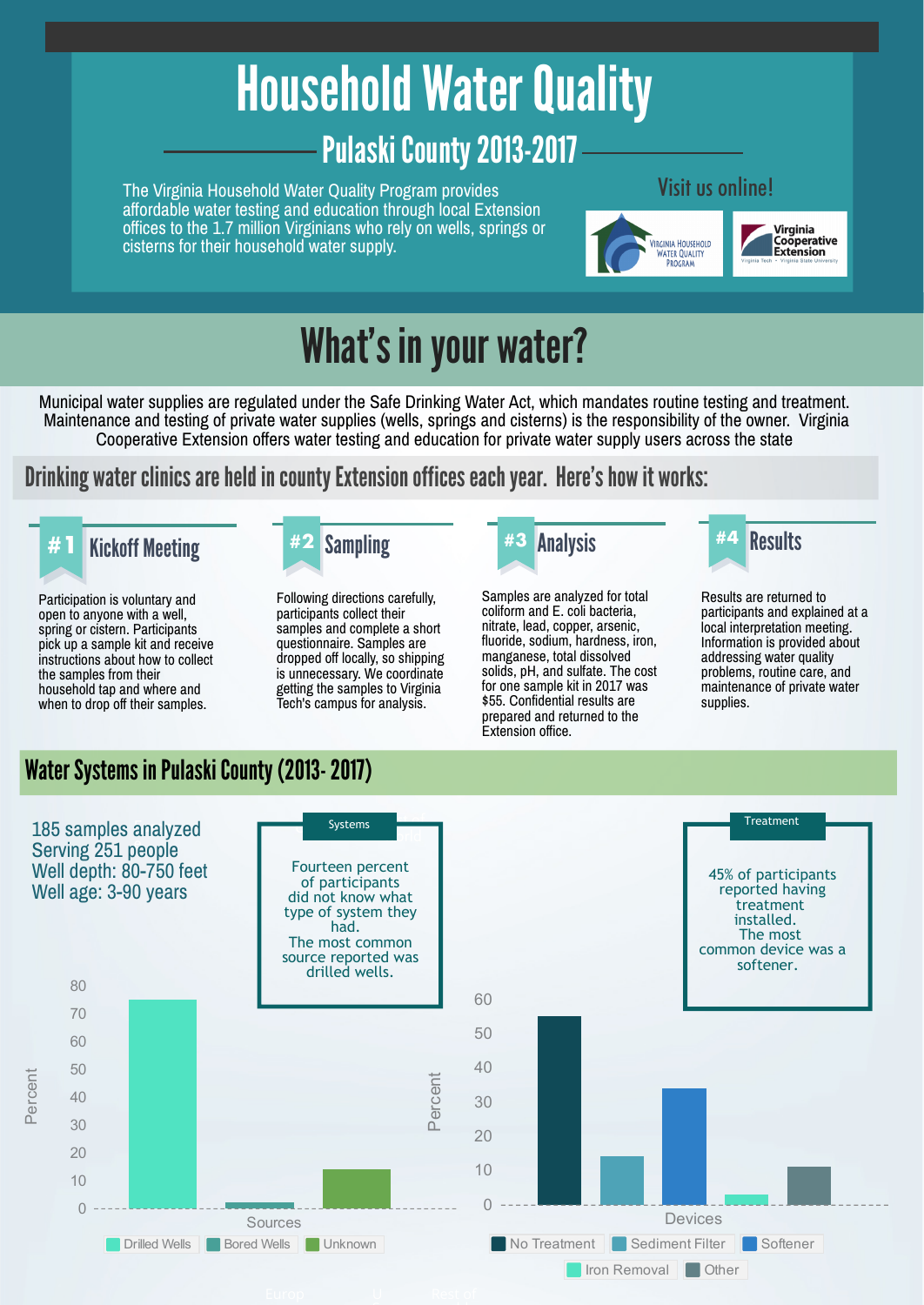# Household Water Quality

## Pulaski County 2013-2017

The Virginia Household Water Quality Program provides affordable water testing and education through local Extension offices to the 1.7 million Virginians who rely on wells, springs or cisterns for their household water supply.

Visit us online!

Virginia Household Water Quality Program

Virginia Cooperative Extension — Virginia Tech • Virginia State University

# What's in your water?

Municipal water supplies are regulated under the Safe Drinking Water Act, which mandates routine testing and treatment. Maintenance and testing of private water supplies (wells, springs and cisterns) is the responsibility of the owner. Virginia Cooperative Extension offers water testing and education for private water supply users across the state

## Drinking water clinics are held in county Extension offices each year. Here's how it works:

### #1 Kickoff Meeting

Participation is voluntary and open to anyone with a well, spring or cistern. Participants pick up a sample kit and receive instructions about how to collect the samples from their household tap and where and when to drop off their samples.

### #2 Sampling

Following directions carefully, participants collect their samples and complete a short questionnaire. Samples are dropped off locally, so shipping is unnecessary. We coordinate getting the samples to Virginia Tech's campus for analysis.

### #3 Analysis

Samples are analyzed for total coliform and E. coli bacteria, nitrate, lead, copper, arsenic, fluoride, sodium, hardness, iron, manganese, total dissolved solids, pH, and sulfate. The cost for one sample kit in 2017 was $55. Confidential results are prepared and returned to the Extension office.

### #4 Results

Results are returned to participants and explained at a local interpretation meeting. Information is provided about addressing water quality problems, routine care, and maintenance of private water supplies.

## Water Systems in Pulaski County (2013- 2017)

185 samples analyzed
Serving 251 people
Well depth: 80-750 feet
Well age: 3-90 years

**Systems**

Fourteen percent of participants did not know what type of system they had.
The most common source reported was drilled wells.

**Treatment**

45% of participants reported having treatment installed.
The most common device was a softener.

**Sources (Percent)**

| Source | Percent (approx.) |
|---|---|
| Drilled Wells | 75 |
| Bored Wells | 2 |
| Unknown | 14 |

**Devices (Percent)**

| Device | Percent (approx.) |
|---|---|
| No Treatment | 55 |
| Sediment Filter | 14 |
| Softener | 34 |
| Iron Removal | 3 |
| Other | 11 |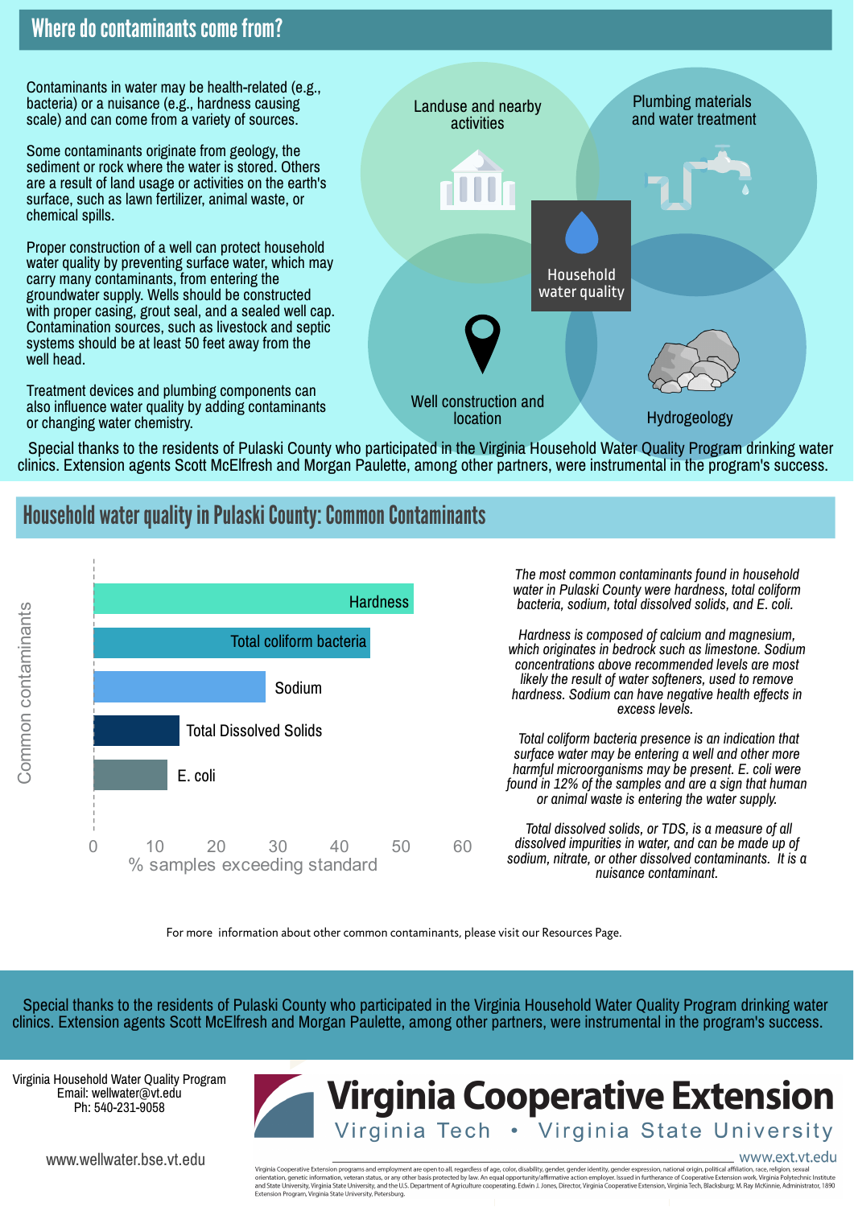## Where do contaminants come from?

Contaminants in water may be health-related (e.g., bacteria) or a nuisance (e.g., hardness causing scale) and can come from a variety of sources.

Some contaminants originate from geology, the sediment or rock where the water is stored. Others are a result of land usage or activities on the earth's surface, such as lawn fertilizer, animal waste, or chemical spills.

Proper construction of a well can protect household water quality by preventing surface water, which may carry many contaminants, from entering the groundwater supply. Wells should be constructed with proper casing, grout seal, and a sealed well cap. Contamination sources, such as livestock and septic systems should be at least 50 feet away from the well head.

Treatment devices and plumbing components can also influence water quality by adding contaminants or changing water chemistry.

Landuse and nearby activities

Plumbing materials and water treatment

Household water quality

Well construction and location

Hydrogeology

Special thanks to the residents of Pulaski County who participated in the Virginia Household Water Quality Program drinking water clinics. Extension agents Scott McElfresh and Morgan Paulette, among other partners, were instrumental in the program's success.

## Household water quality in Pulaski County: Common Contaminants

Common contaminants

Hardness

Total coliform bacteria

Sodium

Total Dissolved Solids

E. coli

0 10 20 30 40 50 60

% samples exceeding standard

*The most common contaminants found in household water in Pulaski County were hardness, total coliform bacteria, sodium, total dissolved solids, and E. coli.*

*Hardness is composed of calcium and magnesium, which originates in bedrock such as limestone. Sodium concentrations above recommended levels are most likely the result of water softeners, used to remove hardness. Sodium can have negative health effects in excess levels.*

*Total coliform bacteria presence is an indication that surface water may be entering a well and other more harmful microorganisms may be present. E. coli were found in 12% of the samples and are a sign that human or animal waste is entering the water supply.*

*Total dissolved solids, or TDS, is a measure of all dissolved impurities in water, and can be made up of sodium, nitrate, or other dissolved contaminants. It is a nuisance contaminant.*

For more information about other common contaminants, please visit our Resources Page.

Special thanks to the residents of Pulaski County who participated in the Virginia Household Water Quality Program drinking water clinics. Extension agents Scott McElfresh and Morgan Paulette, among other partners, were instrumental in the program's success.

Virginia Household Water Quality Program
Email: wellwater@vt.edu
Ph: 540-231-9058

www.wellwater.bse.vt.edu

**Virginia Cooperative Extension**
Virginia Tech • Virginia State University

www.ext.vt.edu

Virginia Cooperative Extension programs and employment are open to all, regardless of age, color, disability, gender, gender identity, gender expression, national origin, political affiliation, race, religion, sexual orientation, genetic information, veteran status, or any other basis protected by law. An equal opportunity/affirmative action employer. Issued in furtherance of Cooperative Extension work, Virginia Polytechnic Institute and State University, Virginia State University, and the U.S. Department of Agriculture cooperating. Edwin J. Jones, Director, Virginia Cooperative Extension, Virginia Tech, Blacksburg; M. Ray McKinnie, Administrator, 1890 Extension Program, Virginia State University, Petersburg.